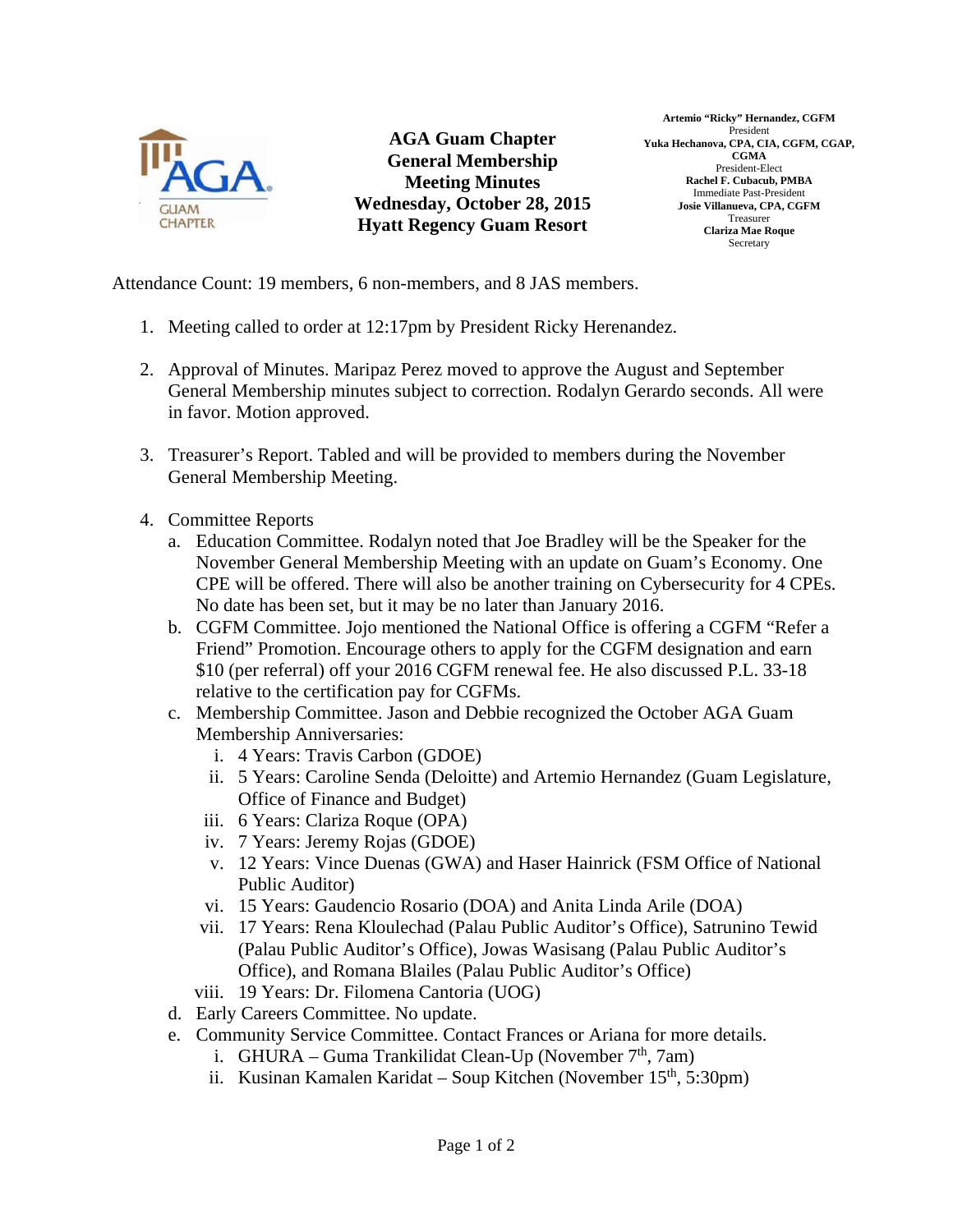# AGA Guam Chapter
## General Membership Meeting Minutes
## Wednesday, October 28, 2015
## Hyatt Regency Guam Resort

**Artemio "Ricky" Hernandez, CGFM**
President
**Yuka Hechanova, CPA, CIA, CGFM, CGAP, CGMA**
President-Elect
**Rachel F. Cubacub, PMBA**
Immediate Past-President
**Josie Villanueva, CPA, CGFM**
Treasurer
**Clariza Mae Roque**
Secretary

Attendance Count: 19 members, 6 non-members, and 8 JAS members.

1. Meeting called to order at 12:17pm by President Ricky Herenandez.

2. Approval of Minutes. Maripaz Perez moved to approve the August and September General Membership minutes subject to correction. Rodalyn Gerardo seconds. All were in favor. Motion approved.

3. Treasurer's Report. Tabled and will be provided to members during the November General Membership Meeting.

4. Committee Reports
   a. Education Committee. Rodalyn noted that Joe Bradley will be the Speaker for the November General Membership Meeting with an update on Guam's Economy. One CPE will be offered. There will also be another training on Cybersecurity for 4 CPEs. No date has been set, but it may be no later than January 2016.
   b. CGFM Committee. Jojo mentioned the National Office is offering a CGFM "Refer a Friend" Promotion. Encourage others to apply for the CGFM designation and earn $10 (per referral) off your 2016 CGFM renewal fee. He also discussed P.L. 33-18 relative to the certification pay for CGFMs.
   c. Membership Committee. Jason and Debbie recognized the October AGA Guam Membership Anniversaries:
      i. 4 Years: Travis Carbon (GDOE)
      ii. 5 Years: Caroline Senda (Deloitte) and Artemio Hernandez (Guam Legislature, Office of Finance and Budget)
      iii. 6 Years: Clariza Roque (OPA)
      iv. 7 Years: Jeremy Rojas (GDOE)
      v. 12 Years: Vince Duenas (GWA) and Haser Hainrick (FSM Office of National Public Auditor)
      vi. 15 Years: Gaudencio Rosario (DOA) and Anita Linda Arile (DOA)
      vii. 17 Years: Rena Kloulechad (Palau Public Auditor's Office), Satrunino Tewid (Palau Public Auditor's Office), Jowas Wasisang (Palau Public Auditor's Office), and Romana Blailes (Palau Public Auditor's Office)
      viii. 19 Years: Dr. Filomena Cantoria (UOG)
   d. Early Careers Committee. No update.
   e. Community Service Committee. Contact Frances or Ariana for more details.
      i. GHURA – Guma Trankilidat Clean-Up (November 7th, 7am)
      ii. Kusinan Kamalen Karidat – Soup Kitchen (November 15th, 5:30pm)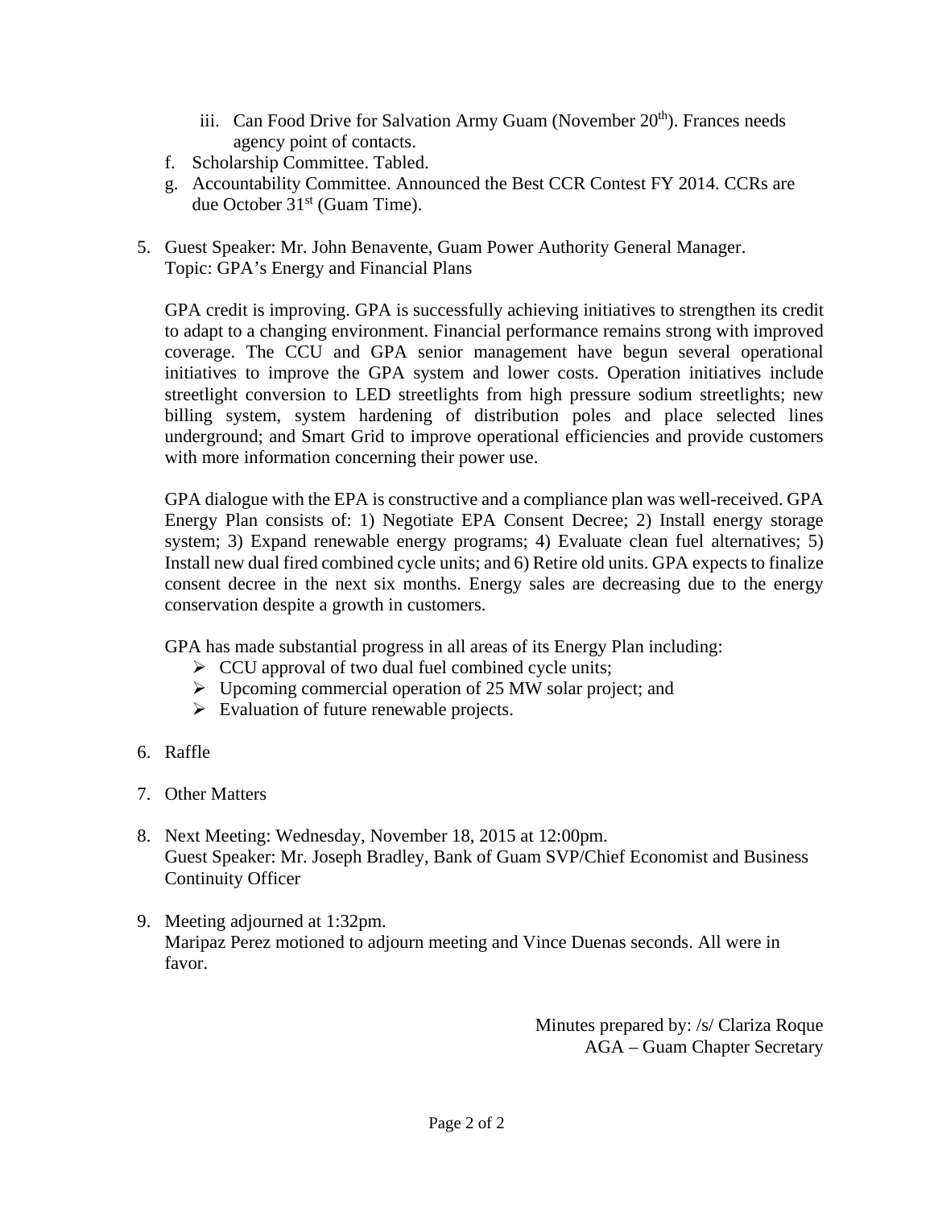iii. Can Food Drive for Salvation Army Guam (November 20th). Frances needs agency point of contacts.

f. Scholarship Committee. Tabled.

g. Accountability Committee. Announced the Best CCR Contest FY 2014. CCRs are due October 31st (Guam Time).

5. Guest Speaker: Mr. John Benavente, Guam Power Authority General Manager.
   Topic: GPA's Energy and Financial Plans

   GPA credit is improving. GPA is successfully achieving initiatives to strengthen its credit to adapt to a changing environment. Financial performance remains strong with improved coverage. The CCU and GPA senior management have begun several operational initiatives to improve the GPA system and lower costs. Operation initiatives include streetlight conversion to LED streetlights from high pressure sodium streetlights; new billing system, system hardening of distribution poles and place selected lines underground; and Smart Grid to improve operational efficiencies and provide customers with more information concerning their power use.

   GPA dialogue with the EPA is constructive and a compliance plan was well-received. GPA Energy Plan consists of: 1) Negotiate EPA Consent Decree; 2) Install energy storage system; 3) Expand renewable energy programs; 4) Evaluate clean fuel alternatives; 5) Install new dual fired combined cycle units; and 6) Retire old units. GPA expects to finalize consent decree in the next six months. Energy sales are decreasing due to the energy conservation despite a growth in customers.

   GPA has made substantial progress in all areas of its Energy Plan including:
   - CCU approval of two dual fuel combined cycle units;
   - Upcoming commercial operation of 25 MW solar project; and
   - Evaluation of future renewable projects.

6. Raffle

7. Other Matters

8. Next Meeting: Wednesday, November 18, 2015 at 12:00pm.
   Guest Speaker: Mr. Joseph Bradley, Bank of Guam SVP/Chief Economist and Business Continuity Officer

9. Meeting adjourned at 1:32pm.
   Maripaz Perez motioned to adjourn meeting and Vince Duenas seconds. All were in favor.

Minutes prepared by: /s/ Clariza Roque
AGA – Guam Chapter Secretary